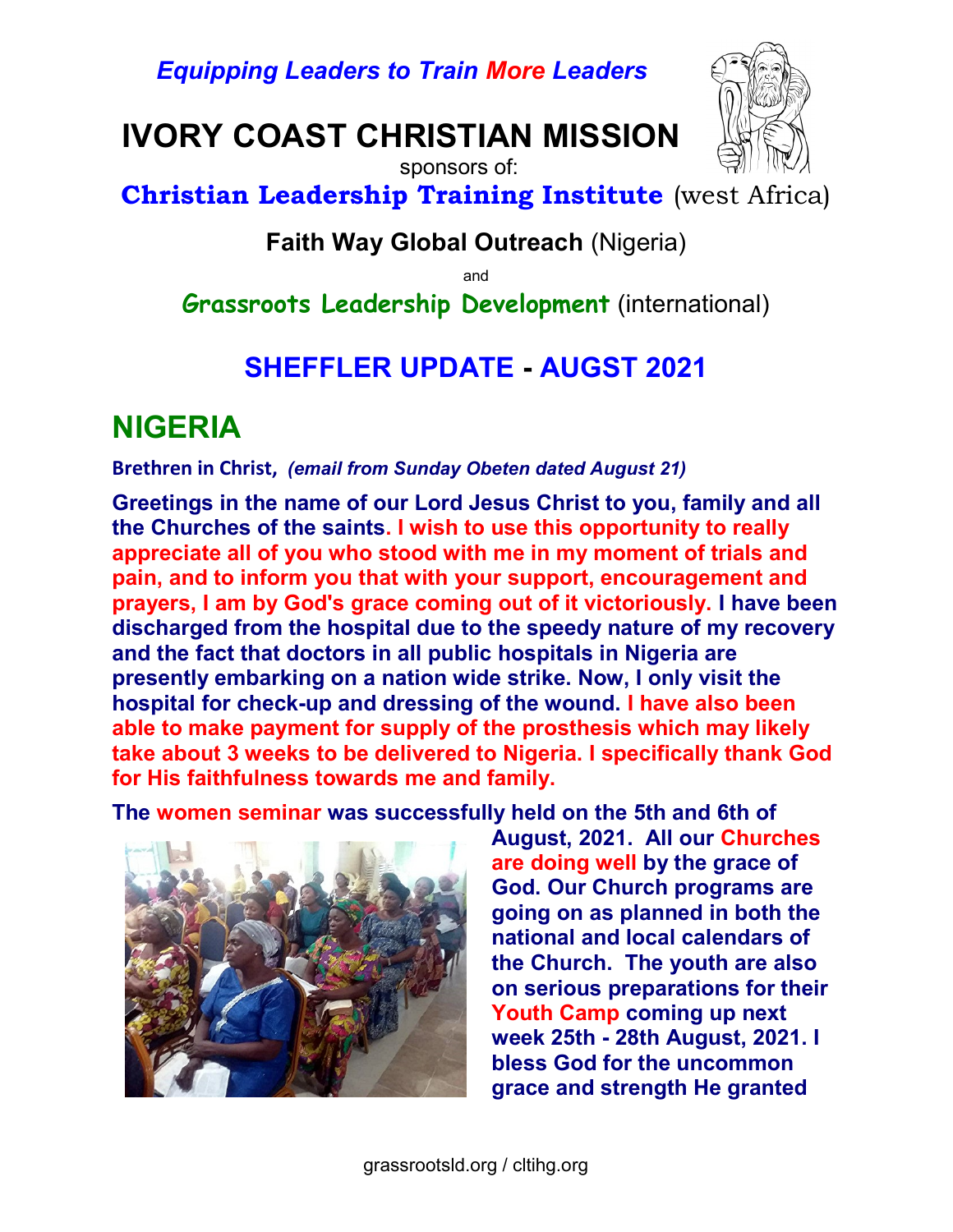*Equipping Leaders to Train More Leaders*

# IVORY COAST CHRISTIAN MISSION

sponsors of:

**Christian Leadership Training Institute** (west Africa)

**Faith Way Global Outreach** (Nigeria)

and

**Grassroots Leadership Development** (international)

## SHEFFLER UPDATE - AUGST 2021

# NIGERIA

**Brethren in Christ,** ***(email from Sunday Obeten dated August 21)***

**Greetings in the name of our Lord Jesus Christ to you, family and all the Churches of the saints. I wish to use this opportunity to really appreciate all of you who stood with me in my moment of trials and pain, and to inform you that with your support, encouragement and prayers, I am by God's grace coming out of it victoriously. I have been discharged from the hospital due to the speedy nature of my recovery and the fact that doctors in all public hospitals in Nigeria are presently embarking on a nation wide strike. Now, I only visit the hospital for check-up and dressing of the wound. I have also been able to make payment for supply of the prosthesis which may likely take about 3 weeks to be delivered to Nigeria. I specifically thank God for His faithfulness towards me and family.**

**The women seminar was successfully held on the 5th and 6th of August, 2021. All our Churches are doing well by the grace of God. Our Church programs are going on as planned in both the national and local calendars of the Church. The youth are also on serious preparations for their Youth Camp coming up next week 25th - 28th August, 2021. I bless God for the uncommon grace and strength He granted**

grassrootsld.org / cltihg.org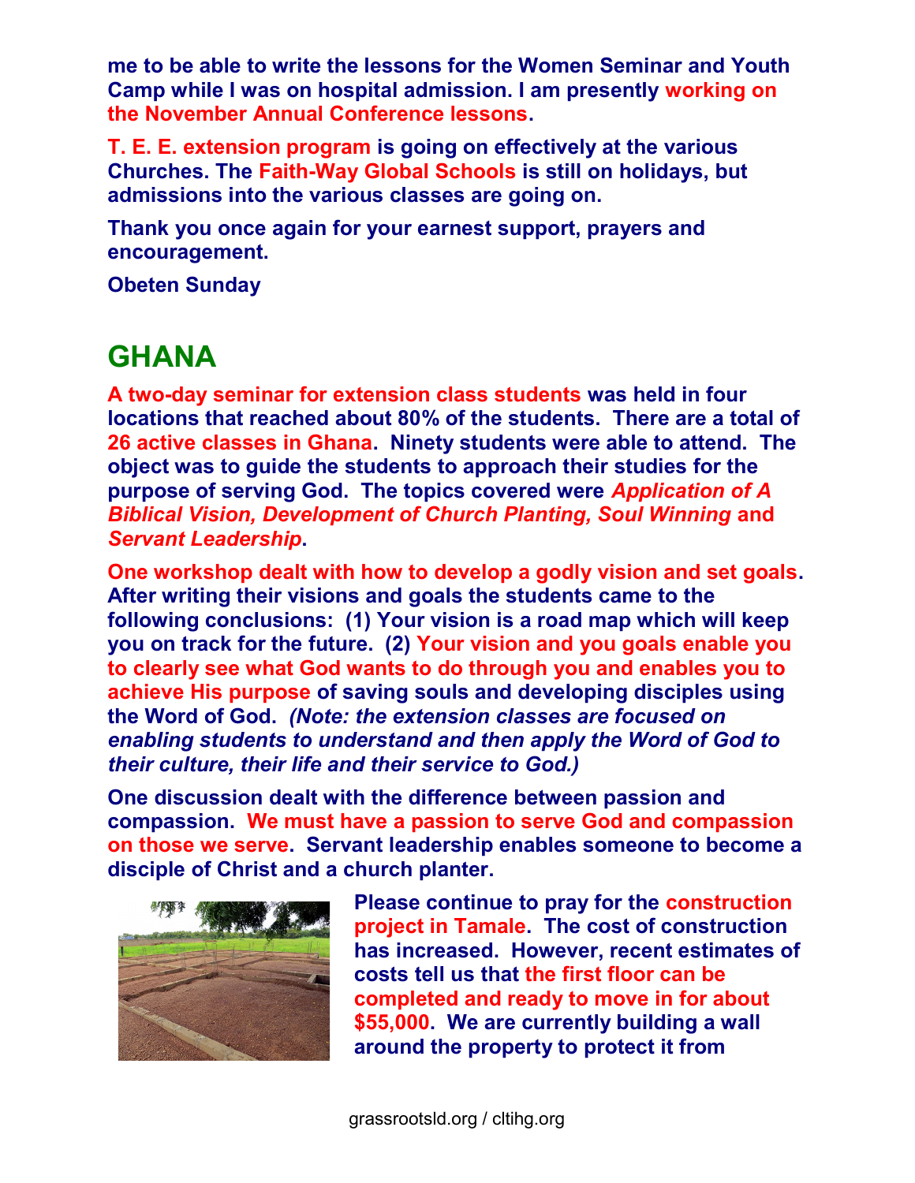me to be able to write the lessons for the Women Seminar and Youth Camp while I was on hospital admission. I am presently working on the November Annual Conference lessons.

T. E. E. extension program is going on effectively at the various Churches. The Faith-Way Global Schools is still on holidays, but admissions into the various classes are going on.

Thank you once again for your earnest support, prayers and encouragement.

Obeten Sunday

## GHANA

A two-day seminar for extension class students was held in four locations that reached about 80% of the students. There are a total of 26 active classes in Ghana. Ninety students were able to attend. The object was to guide the students to approach their studies for the purpose of serving God. The topics covered were *Application of A Biblical Vision, Development of Church Planting, Soul Winning* and *Servant Leadership*.

One workshop dealt with how to develop a godly vision and set goals. After writing their visions and goals the students came to the following conclusions: (1) Your vision is a road map which will keep you on track for the future. (2) Your vision and you goals enable you to clearly see what God wants to do through you and enables you to achieve His purpose of saving souls and developing disciples using the Word of God. *(Note: the extension classes are focused on enabling students to understand and then apply the Word of God to their culture, their life and their service to God.)*

One discussion dealt with the difference between passion and compassion. We must have a passion to serve God and compassion on those we serve. Servant leadership enables someone to become a disciple of Christ and a church planter.

Please continue to pray for the construction project in Tamale. The cost of construction has increased. However, recent estimates of costs tell us that the first floor can be completed and ready to move in for about $55,000. We are currently building a wall around the property to protect it from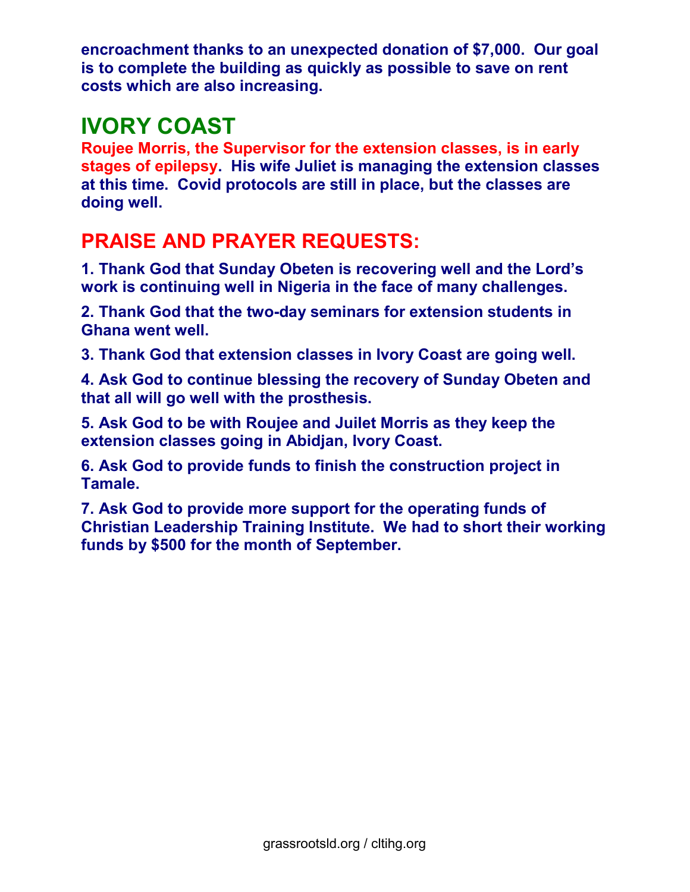**encroachment thanks to an unexpected donation of $7,000. Our goal is to complete the building as quickly as possible to save on rent costs which are also increasing.**

## IVORY COAST

**Roujee Morris, the Supervisor for the extension classes, is in early stages of epilepsy. His wife Juliet is managing the extension classes at this time. Covid protocols are still in place, but the classes are doing well.**

## PRAISE AND PRAYER REQUESTS:

**1. Thank God that Sunday Obeten is recovering well and the Lord's work is continuing well in Nigeria in the face of many challenges.**

**2. Thank God that the two-day seminars for extension students in Ghana went well.**

**3. Thank God that extension classes in Ivory Coast are going well.**

**4. Ask God to continue blessing the recovery of Sunday Obeten and that all will go well with the prosthesis.**

**5. Ask God to be with Roujee and Juilet Morris as they keep the extension classes going in Abidjan, Ivory Coast.**

**6. Ask God to provide funds to finish the construction project in Tamale.**

**7. Ask God to provide more support for the operating funds of Christian Leadership Training Institute. We had to short their working funds by $500 for the month of September.**

grassrootsld.org / cltihg.org